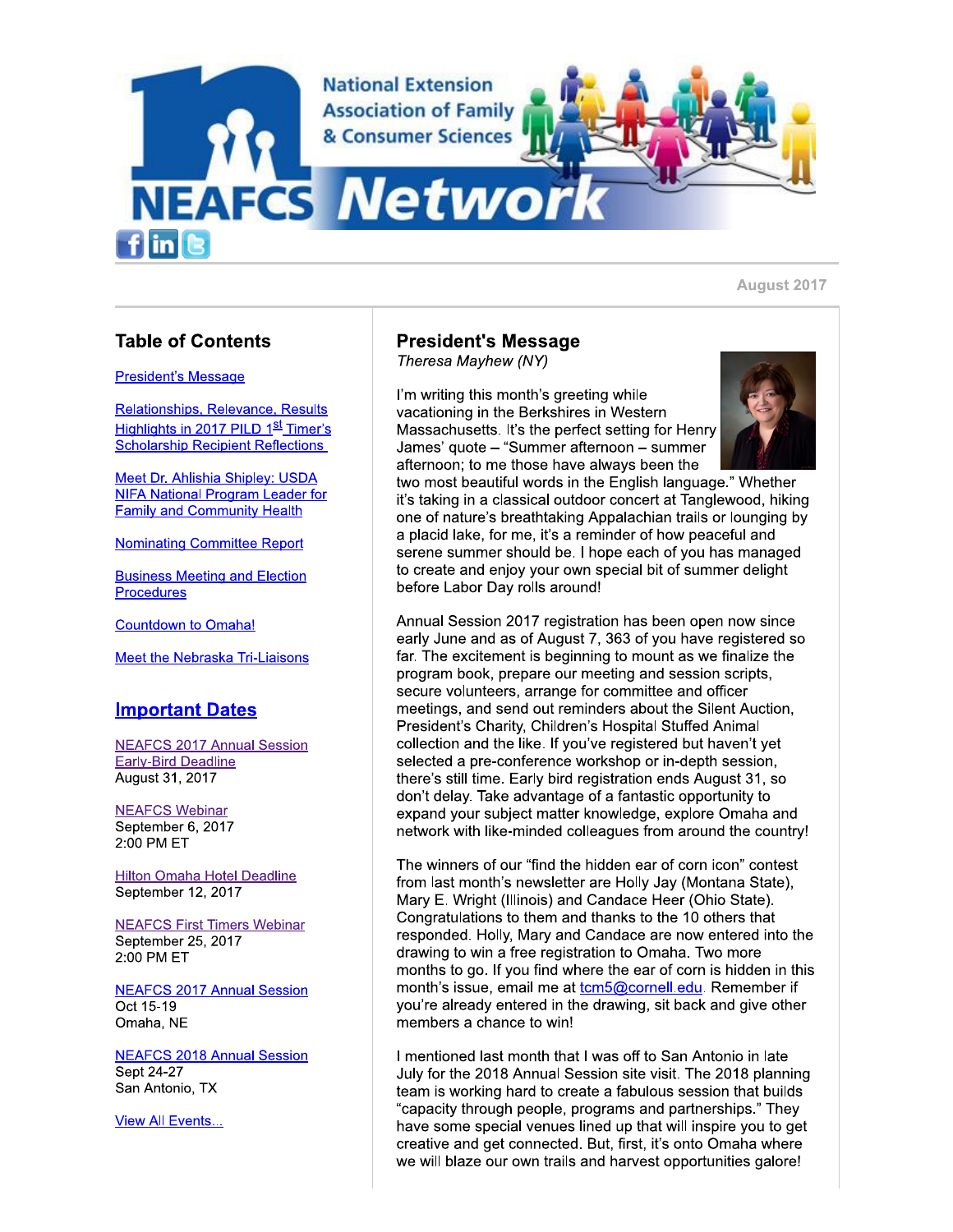# NEAFCS Network

National Extension Association of Family & Consumer Sciences

August 2017

## Table of Contents

President's Message

Relationships, Relevance, Results Highlights in 2017 PILD 1st Timer's Scholarship Recipient Reflections

Meet Dr. Ahlishia Shipley: USDA NIFA National Program Leader for Family and Community Health

Nominating Committee Report

Business Meeting and Election Procedures

Countdown to Omaha!

Meet the Nebraska Tri-Liaisons

## Important Dates

NEAFCS 2017 Annual Session Early-Bird Deadline
August 31, 2017

NEAFCS Webinar
September 6, 2017
2:00 PM ET

Hilton Omaha Hotel Deadline
September 12, 2017

NEAFCS First Timers Webinar
September 25, 2017
2:00 PM ET

NEAFCS 2017 Annual Session
Oct 15-19
Omaha, NE

NEAFCS 2018 Annual Session
Sept 24-27
San Antonio, TX

View All Events...

## President's Message

*Theresa Mayhew (NY)*

I'm writing this month's greeting while vacationing in the Berkshires in Western Massachusetts. It's the perfect setting for Henry James' quote – "Summer afternoon – summer afternoon; to me those have always been the two most beautiful words in the English language." Whether it's taking in a classical outdoor concert at Tanglewood, hiking one of nature's breathtaking Appalachian trails or lounging by a placid lake, for me, it's a reminder of how peaceful and serene summer should be. I hope each of you has managed to create and enjoy your own special bit of summer delight before Labor Day rolls around!

Annual Session 2017 registration has been open now since early June and as of August 7, 363 of you have registered so far. The excitement is beginning to mount as we finalize the program book, prepare our meeting and session scripts, secure volunteers, arrange for committee and officer meetings, and send out reminders about the Silent Auction, President's Charity, Children's Hospital Stuffed Animal collection and the like. If you've registered but haven't yet selected a pre-conference workshop or in-depth session, there's still time. Early bird registration ends August 31, so don't delay. Take advantage of a fantastic opportunity to expand your subject matter knowledge, explore Omaha and network with like-minded colleagues from around the country!

The winners of our "find the hidden ear of corn icon" contest from last month's newsletter are Holly Jay (Montana State), Mary E. Wright (Illinois) and Candace Heer (Ohio State). Congratulations to them and thanks to the 10 others that responded. Holly, Mary and Candace are now entered into the drawing to win a free registration to Omaha. Two more months to go. If you find where the ear of corn is hidden in this month's issue, email me at tcm5@cornell.edu. Remember if you're already entered in the drawing, sit back and give other members a chance to win!

I mentioned last month that I was off to San Antonio in late July for the 2018 Annual Session site visit. The 2018 planning team is working hard to create a fabulous session that builds "capacity through people, programs and partnerships." They have some special venues lined up that will inspire you to get creative and get connected. But, first, it's onto Omaha where we will blaze our own trails and harvest opportunities galore!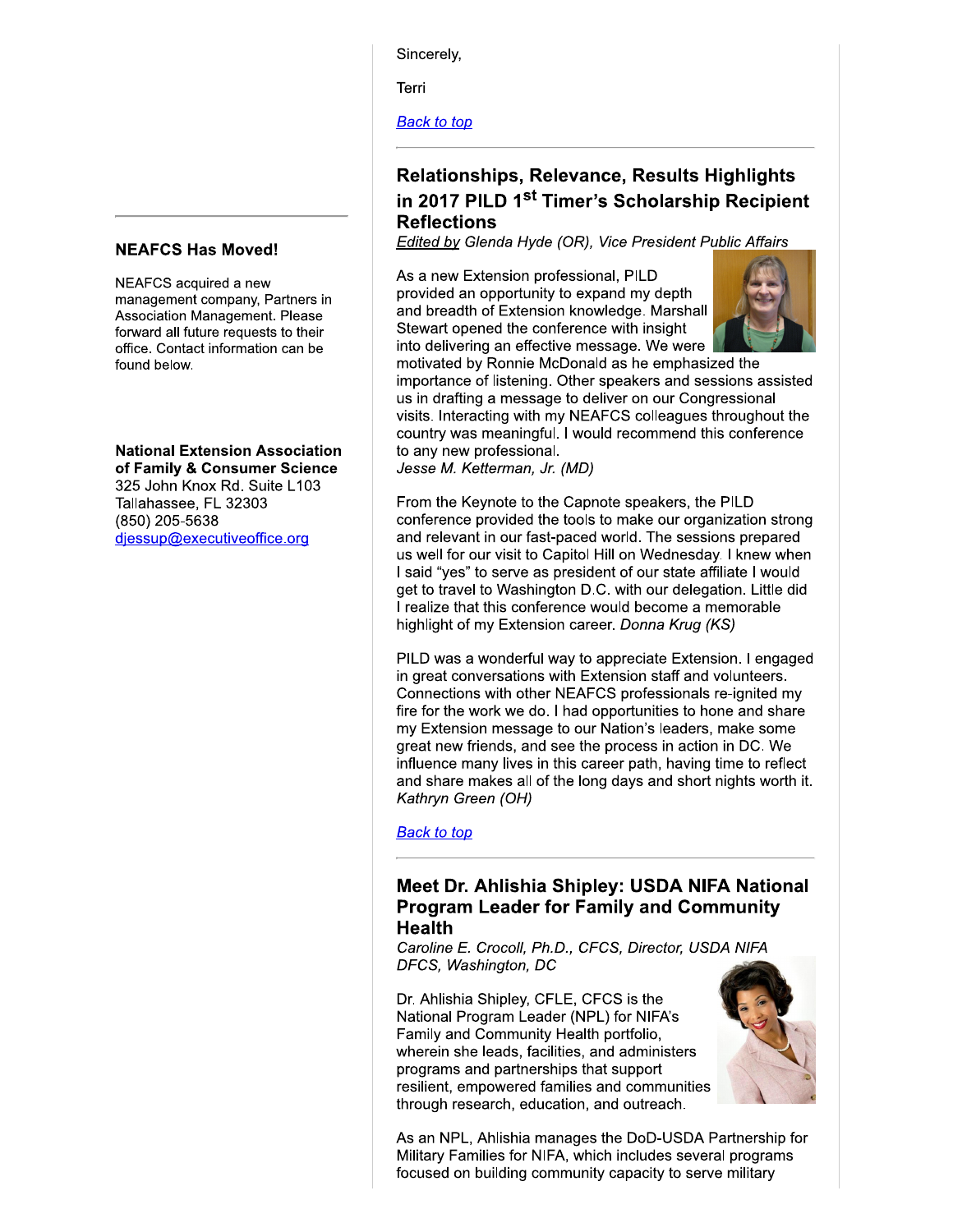Sincerely,

Terri

Back to top

## Relationships, Relevance, Results Highlights in 2017 PILD 1st Timer's Scholarship Recipient Reflections

*Edited by Glenda Hyde (OR), Vice President Public Affairs*

As a new Extension professional, PILD provided an opportunity to expand my depth and breadth of Extension knowledge. Marshall Stewart opened the conference with insight into delivering an effective message. We were motivated by Ronnie McDonald as he emphasized the importance of listening. Other speakers and sessions assisted us in drafting a message to deliver on our Congressional visits. Interacting with my NEAFCS colleagues throughout the country was meaningful. I would recommend this conference to any new professional.
*Jesse M. Ketterman, Jr. (MD)*

From the Keynote to the Capnote speakers, the PILD conference provided the tools to make our organization strong and relevant in our fast-paced world. The sessions prepared us well for our visit to Capitol Hill on Wednesday. I knew when I said "yes" to serve as president of our state affiliate I would get to travel to Washington D.C. with our delegation. Little did I realize that this conference would become a memorable highlight of my Extension career. *Donna Krug (KS)*

PILD was a wonderful way to appreciate Extension. I engaged in great conversations with Extension staff and volunteers. Connections with other NEAFCS professionals re-ignited my fire for the work we do. I had opportunities to hone and share my Extension message to our Nation's leaders, make some great new friends, and see the process in action in DC. We influence many lives in this career path, having time to reflect and share makes all of the long days and short nights worth it. *Kathryn Green (OH)*

Back to top

## Meet Dr. Ahlishia Shipley: USDA NIFA National Program Leader for Family and Community Health

*Caroline E. Crocoll, Ph.D., CFCS, Director, USDA NIFA DFCS, Washington, DC*

Dr. Ahlishia Shipley, CFLE, CFCS is the National Program Leader (NPL) for NIFA's Family and Community Health portfolio, wherein she leads, facilities, and administers programs and partnerships that support resilient, empowered families and communities through research, education, and outreach.

As an NPL, Ahlishia manages the DoD-USDA Partnership for Military Families for NIFA, which includes several programs focused on building community capacity to serve military

### NEAFCS Has Moved!

NEAFCS acquired a new management company, Partners in Association Management. Please forward all future requests to their office. Contact information can be found below.

**National Extension Association of Family & Consumer Science**
325 John Knox Rd. Suite L103
Tallahassee, FL 32303
(850) 205-5638
djessup@executiveoffice.org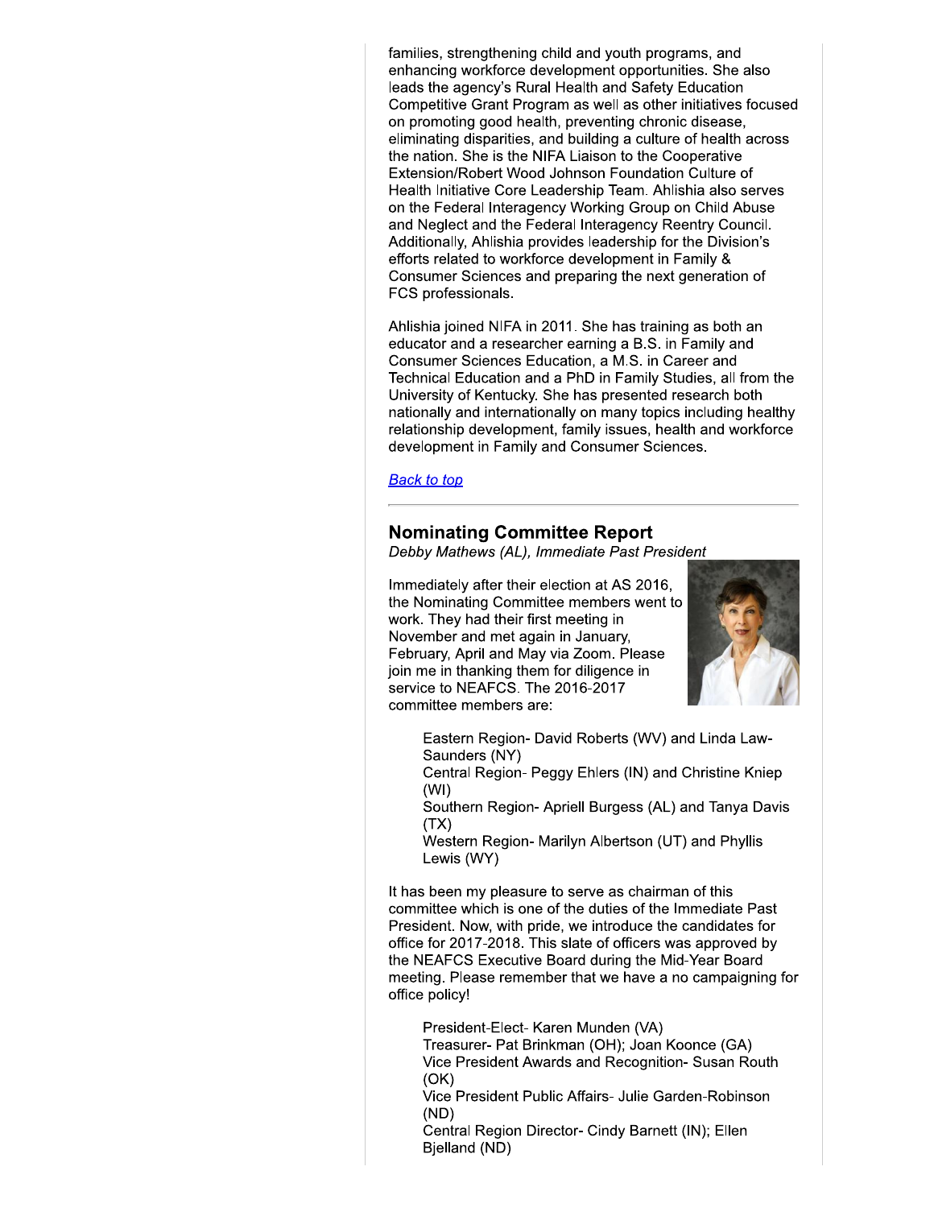families, strengthening child and youth programs, and enhancing workforce development opportunities. She also leads the agency's Rural Health and Safety Education Competitive Grant Program as well as other initiatives focused on promoting good health, preventing chronic disease, eliminating disparities, and building a culture of health across the nation. She is the NIFA Liaison to the Cooperative Extension/Robert Wood Johnson Foundation Culture of Health Initiative Core Leadership Team. Ahlishia also serves on the Federal Interagency Working Group on Child Abuse and Neglect and the Federal Interagency Reentry Council. Additionally, Ahlishia provides leadership for the Division's efforts related to workforce development in Family & Consumer Sciences and preparing the next generation of FCS professionals.

Ahlishia joined NIFA in 2011. She has training as both an educator and a researcher earning a B.S. in Family and Consumer Sciences Education, a M.S. in Career and Technical Education and a PhD in Family Studies, all from the University of Kentucky. She has presented research both nationally and internationally on many topics including healthy relationship development, family issues, health and workforce development in Family and Consumer Sciences.

*Back to top*

---

## Nominating Committee Report

*Debby Mathews (AL), Immediate Past President*

Immediately after their election at AS 2016, the Nominating Committee members went to work. They had their first meeting in November and met again in January, February, April and May via Zoom. Please join me in thanking them for diligence in service to NEAFCS. The 2016-2017 committee members are:

- Eastern Region- David Roberts (WV) and Linda Law-Saunders (NY)
- Central Region- Peggy Ehlers (IN) and Christine Kniep (WI)
- Southern Region- Apriell Burgess (AL) and Tanya Davis (TX)
- Western Region- Marilyn Albertson (UT) and Phyllis Lewis (WY)

It has been my pleasure to serve as chairman of this committee which is one of the duties of the Immediate Past President. Now, with pride, we introduce the candidates for office for 2017-2018. This slate of officers was approved by the NEAFCS Executive Board during the Mid-Year Board meeting. Please remember that we have a no campaigning for office policy!

- President-Elect- Karen Munden (VA)
- Treasurer- Pat Brinkman (OH); Joan Koonce (GA)
- Vice President Awards and Recognition- Susan Routh (OK)
- Vice President Public Affairs- Julie Garden-Robinson (ND)
- Central Region Director- Cindy Barnett (IN); Ellen Bjelland (ND)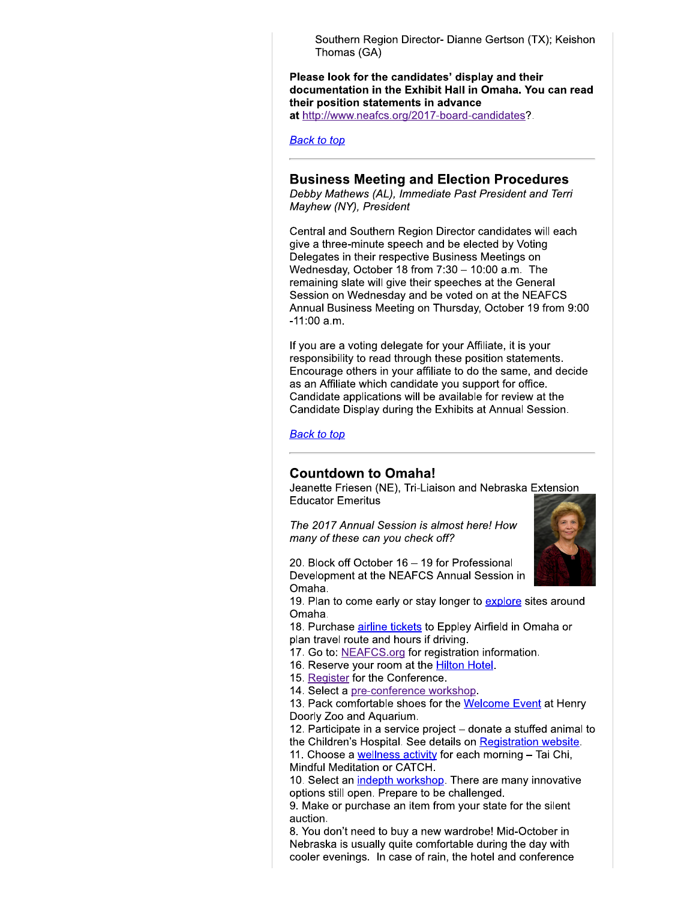Southern Region Director- Dianne Gertson (TX); Keishon Thomas (GA)

**Please look for the candidates' display and their documentation in the Exhibit Hall in Omaha. You can read their position statements in advance at** http://www.neafcs.org/2017-board-candidates?.

*Back to top*

## Business Meeting and Election Procedures

*Debby Mathews (AL), Immediate Past President and Terri Mayhew (NY), President*

Central and Southern Region Director candidates will each give a three-minute speech and be elected by Voting Delegates in their respective Business Meetings on Wednesday, October 18 from 7:30 – 10:00 a.m. The remaining slate will give their speeches at the General Session on Wednesday and be voted on at the NEAFCS Annual Business Meeting on Thursday, October 19 from 9:00 -11:00 a.m.

If you are a voting delegate for your Affiliate, it is your responsibility to read through these position statements. Encourage others in your affiliate to do the same, and decide as an Affiliate which candidate you support for office. Candidate applications will be available for review at the Candidate Display during the Exhibits at Annual Session.

*Back to top*

## Countdown to Omaha!

Jeanette Friesen (NE), Tri-Liaison and Nebraska Extension Educator Emeritus

*The 2017 Annual Session is almost here! How many of these can you check off?*

20. Block off October 16 – 19 for Professional Development at the NEAFCS Annual Session in Omaha.
19. Plan to come early or stay longer to explore sites around Omaha.
18. Purchase airline tickets to Eppley Airfield in Omaha or plan travel route and hours if driving.
17. Go to: NEAFCS.org for registration information.
16. Reserve your room at the Hilton Hotel.
15. Register for the Conference.
14. Select a pre-conference workshop.
13. Pack comfortable shoes for the Welcome Event at Henry Doorly Zoo and Aquarium.
12. Participate in a service project – donate a stuffed animal to the Children's Hospital. See details on Registration website.
11. Choose a wellness activity for each morning – Tai Chi, Mindful Meditation or CATCH.
10. Select an indepth workshop. There are many innovative options still open. Prepare to be challenged.
9. Make or purchase an item from your state for the silent auction.
8. You don't need to buy a new wardrobe! Mid-October in Nebraska is usually quite comfortable during the day with cooler evenings. In case of rain, the hotel and conference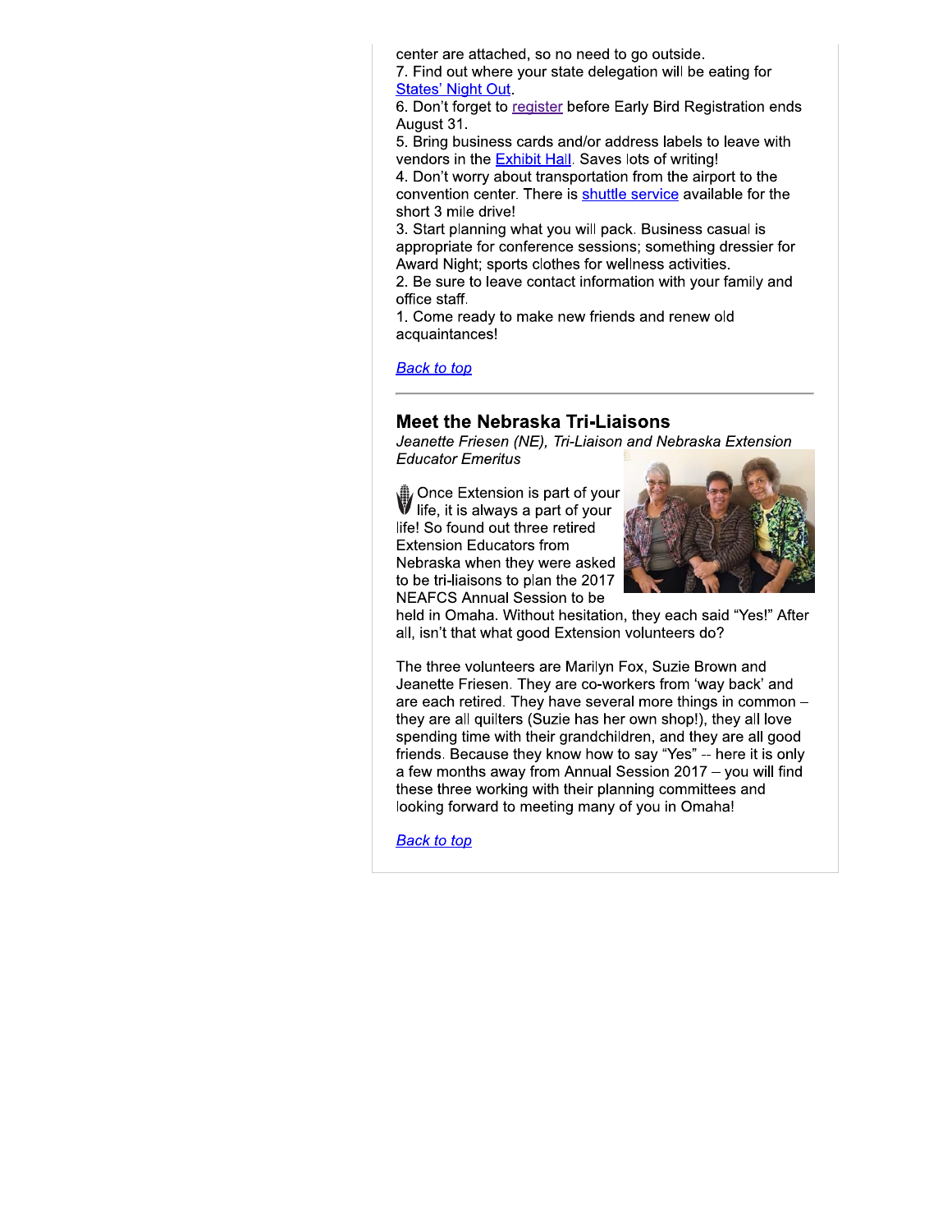center are attached, so no need to go outside.
7. Find out where your state delegation will be eating for States' Night Out.
6. Don't forget to register before Early Bird Registration ends August 31.
5. Bring business cards and/or address labels to leave with vendors in the Exhibit Hall. Saves lots of writing!
4. Don't worry about transportation from the airport to the convention center. There is shuttle service available for the short 3 mile drive!
3. Start planning what you will pack. Business casual is appropriate for conference sessions; something dressier for Award Night; sports clothes for wellness activities.
2. Be sure to leave contact information with your family and office staff.
1. Come ready to make new friends and renew old acquaintances!

*Back to top*

---

## Meet the Nebraska Tri-Liaisons

*Jeanette Friesen (NE), Tri-Liaison and Nebraska Extension Educator Emeritus*

Once Extension is part of your life, it is always a part of your life! So found out three retired Extension Educators from Nebraska when they were asked to be tri-liaisons to plan the 2017 NEAFCS Annual Session to be held in Omaha. Without hesitation, they each said "Yes!" After all, isn't that what good Extension volunteers do?

The three volunteers are Marilyn Fox, Suzie Brown and Jeanette Friesen. They are co-workers from 'way back' and are each retired. They have several more things in common – they are all quilters (Suzie has her own shop!), they all love spending time with their grandchildren, and they are all good friends. Because they know how to say "Yes" -- here it is only a few months away from Annual Session 2017 – you will find these three working with their planning committees and looking forward to meeting many of you in Omaha!

*Back to top*